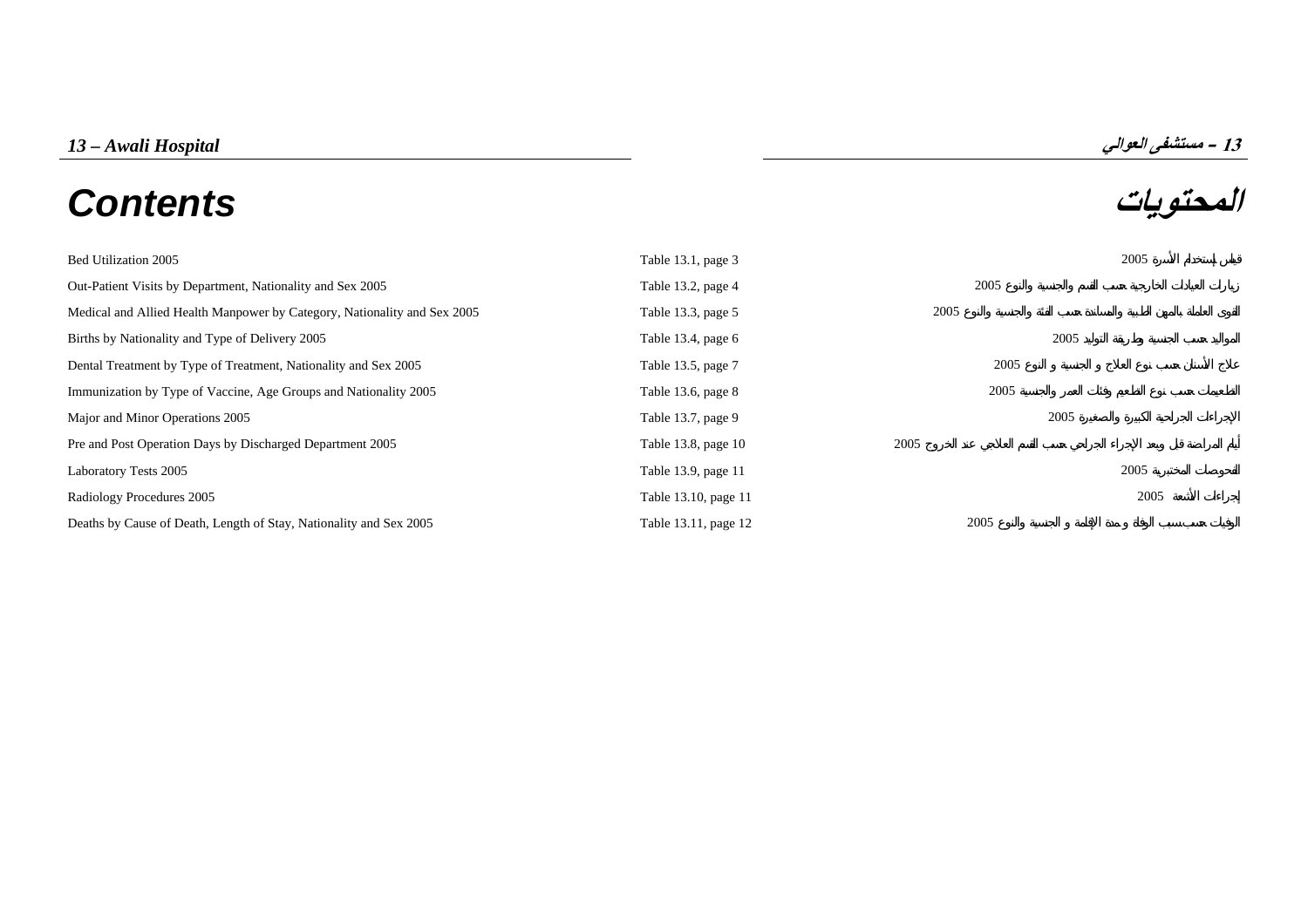## *13 – Awali Hospital*

## *13 – مستشفى العوالي*

# *Contents*

# *المحتويات*

| | | |
|---|---|---|
| Bed Utilization 2005 | Table 13.1, page 3 | قياس إستخدام الأسرة 2005 |
| Out-Patient Visits by Department, Nationality and Sex 2005 | Table 13.2, page 4 | زيارات العيادات الخارجية حسب القسم والجنسية والنوع 2005 |
| Medical and Allied Health Manpower by Category, Nationality and Sex 2005 | Table 13.3, page 5 | القوى العاملة بالمهن الطبية والمساندة حسب الفئة والجنسية والنوع 2005 |
| Births by Nationality and Type of Delivery 2005 | Table 13.4, page 6 | المواليد حسب الجنسية وطريقة التوليد 2005 |
| Dental Treatment by Type of Treatment, Nationality and Sex 2005 | Table 13.5, page 7 | علاج الأسنان حسب نوع العلاج و الجنسية و النوع 2005 |
| Immunization by Type of Vaccine, Age Groups and Nationality 2005 | Table 13.6, page 8 | التطعيمات حسب نوع التطعيم وفئات العمر والجنسية 2005 |
| Major and Minor Operations 2005 | Table 13.7, page 9 | الإجراءات الجراحية الكبيرة والصغيرة 2005 |
| Pre and Post Operation Days by Discharged Department 2005 | Table 13.8, page 10 | أيام المراضة قبل وبعد الإجراء الجراحي حسب القسم العلاجي عند الخروج 2005 |
| Laboratory Tests 2005 | Table 13.9, page 11 | الفحوصات المختبرية 2005 |
| Radiology Procedures 2005 | Table 13.10, page 11 | إجراءات الأشعة 2005 |
| Deaths by Cause of Death, Length of Stay, Nationality and Sex 2005 | Table 13.11, page 12 | الوفيات حسب سبب الوفاة و مدة الإقامة و الجنسية والنوع 2005 |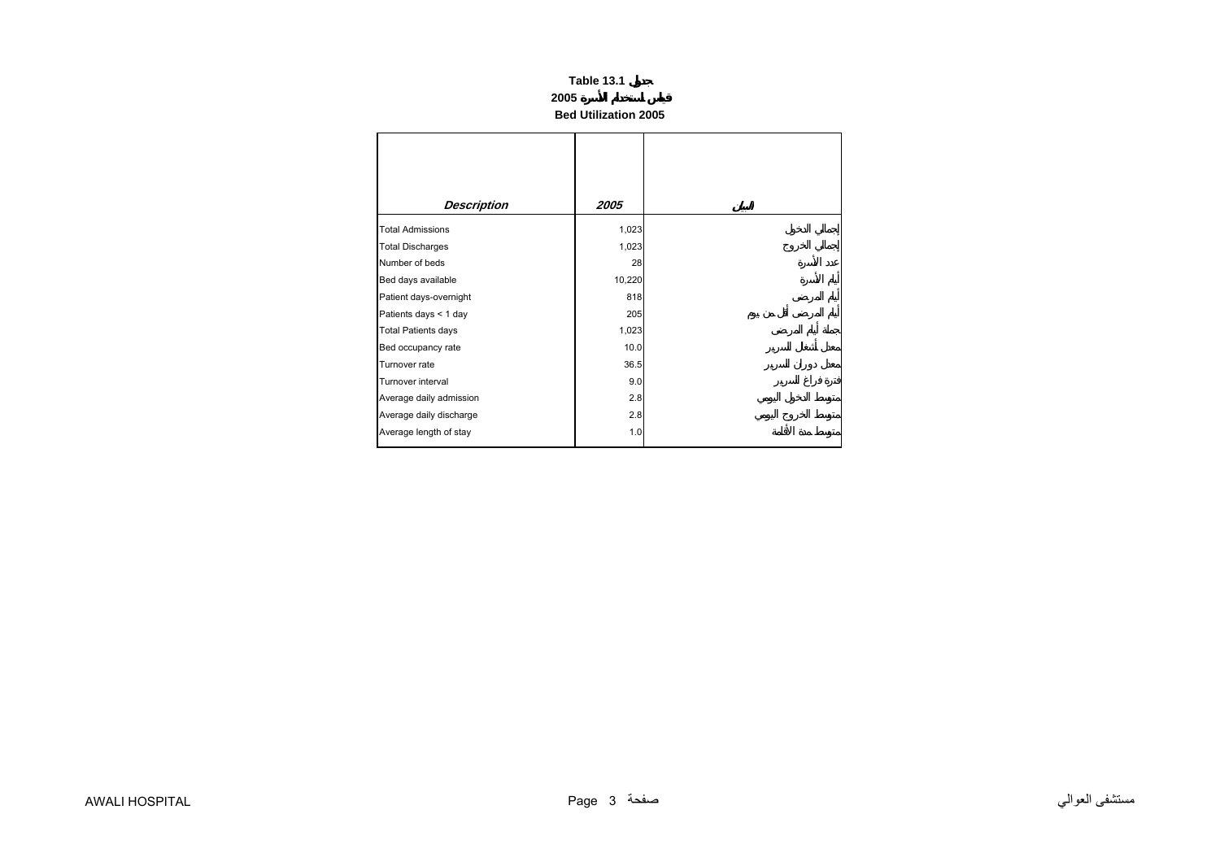**Table 13.1 جدول**

**2005 قياس استخدام الأسرة**

**Bed Utilization 2005**

| *Description* | *2005* | البيان |
|---|---|---|
| Total Admissions | 1,023 | إجمالي الدخول |
| Total Discharges | 1,023 | إجمالي الخروج |
| Number of beds | 28 | عدد الأسرة |
| Bed days available | 10,220 | أيام الأسرة |
| Patient days-overnight | 818 | أيام المرضى |
| Patients days < 1 day | 205 | أيام المرضى أقل من يوم |
| Total Patients days | 1,023 | جملة أيام المرضى |
| Bed occupancy rate | 10.0 | معدل أشغال السرير |
| Turnover rate | 36.5 | معدل دوران السرير |
| Turnover interval | 9.0 | فترة فراغ السرير |
| Average daily admission | 2.8 | متوسط الدخول اليومي |
| Average daily discharge | 2.8 | متوسط الخروج اليومي |
| Average length of stay | 1.0 | متوسط مدة الاقامة |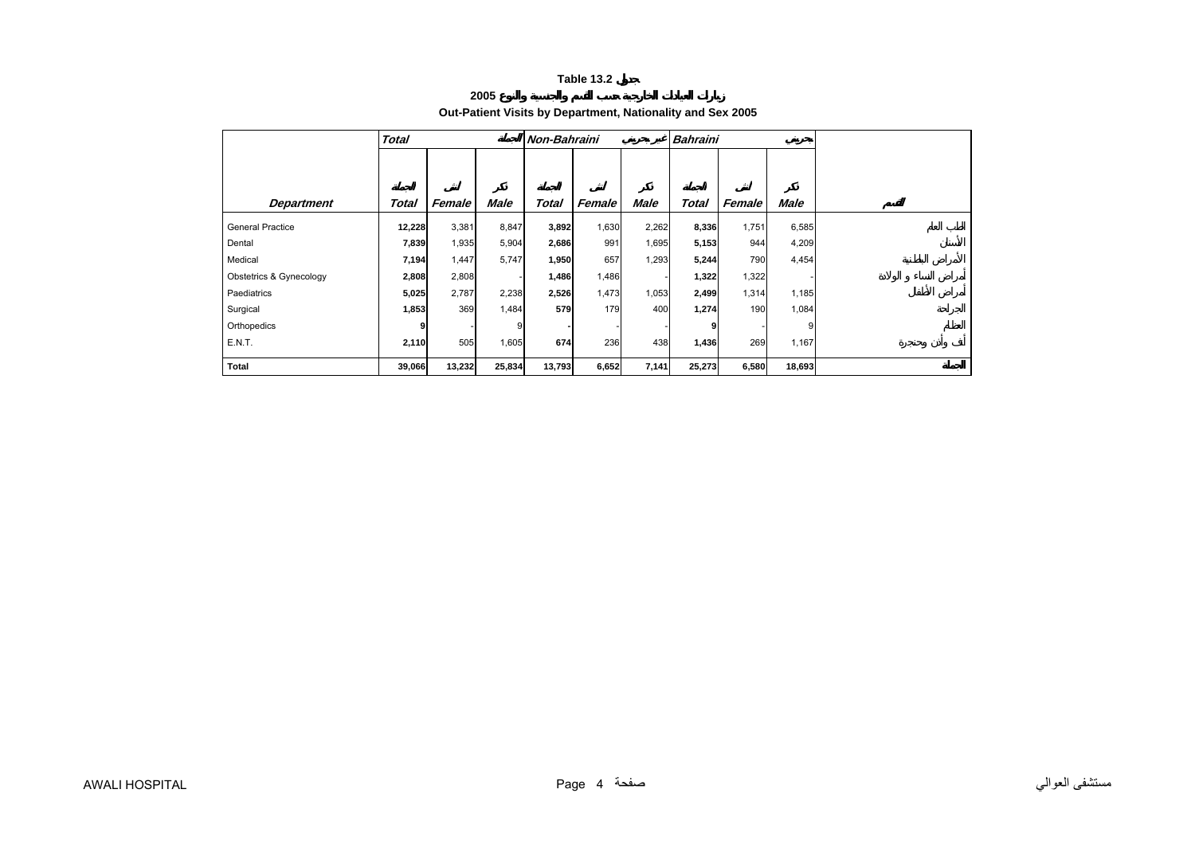**Table 13.2 جدول**

**زيارات العيادات الخارجية حسب القسم والجنسية والنوع 2005**

**Out-Patient Visits by Department, Nationality and Sex 2005**

| | *Total* الجملة | | | *Non-Bahraini* غير بحريني | | | *Bahraini* بحريني | | | |
|---|---|---|---|---|---|---|---|---|---|---|
| ***Department*** | ***Total*** الجملة | ***Female*** أنثى | ***Male*** ذكر | ***Total*** الجملة | ***Female*** أنثى | ***Male*** ذكر | ***Total*** الجملة | ***Female*** أنثى | ***Male*** ذكر | القسم |
| General Practice | **12,228** | 3,381 | 8,847 | **3,892** | 1,630 | 2,262 | **8,336** | 1,751 | 6,585 | الطب العام |
| Dental | **7,839** | 1,935 | 5,904 | **2,686** | 991 | 1,695 | **5,153** | 944 | 4,209 | الأسنان |
| Medical | **7,194** | 1,447 | 5,747 | **1,950** | 657 | 1,293 | **5,244** | 790 | 4,454 | الأمراض الباطنية |
| Obstetrics & Gynecology | **2,808** | 2,808 | - | **1,486** | 1,486 | - | **1,322** | 1,322 | - | أمراض النساء و الولادة |
| Paediatrics | **5,025** | 2,787 | 2,238 | **2,526** | 1,473 | 1,053 | **2,499** | 1,314 | 1,185 | أمراض الأطفال |
| Surgical | **1,853** | 369 | 1,484 | **579** | 179 | 400 | **1,274** | 190 | 1,084 | الجراحة |
| Orthopedics | **9** | - | 9 | **-** | - | - | **9** | - | 9 | العظام |
| E.N.T. | **2,110** | 505 | 1,605 | **674** | 236 | 438 | **1,436** | 269 | 1,167 | أنف وأذن وحنجرة |
| **Total** | **39,066** | **13,232** | **25,834** | **13,793** | **6,652** | **7,141** | **25,273** | **6,580** | **18,693** | **الجملة** |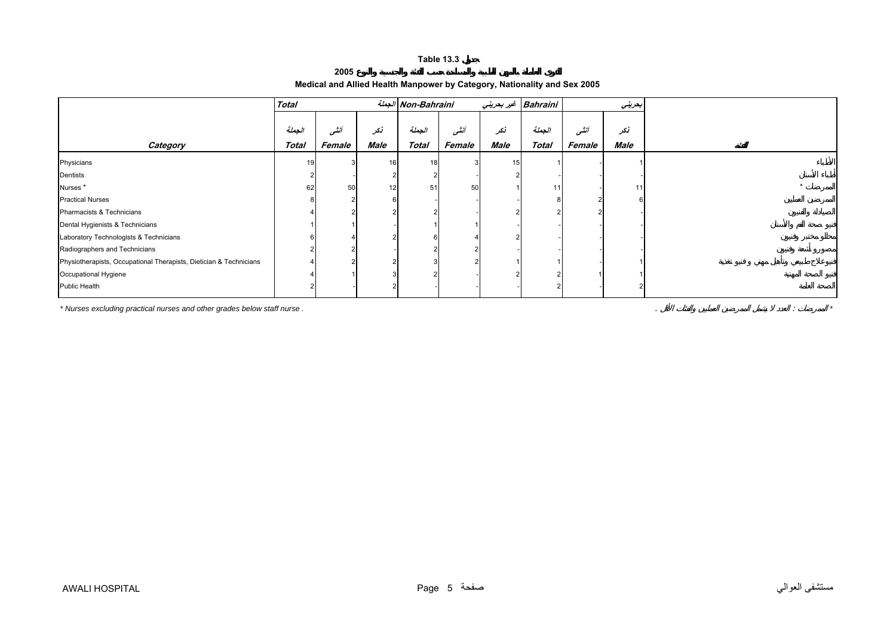**Table 13.3 جدول**

**2005 القوى العاملة بالمهن الطبية والمساندة حسب الفئة والجنسية والنوع**

**Medical and Allied Health Manpower by Category, Nationality and Sex 2005**

| | Total | | الجملة | Non-Bahraini | | غير بحريني | Bahraini | | بحريني | |
|---|---|---|---|---|---|---|---|---|---|---|
| | الجملة | أنثى | ذكر | الجملة | أنثى | ذكر | الجملة | أنثى | ذكر | |
| **Category** | **Total** | **Female** | **Male** | **Total** | **Female** | **Male** | **Total** | **Female** | **Male** | **الفئة** |
| Physicians | 19 | 3 | 16 | 18 | 3 | 15 | 1 | - | 1 | الأطباء |
| Dentists | 2 | - | 2 | 2 | - | 2 | - | - | - | أطباء الأسنان |
| Nurses * | 62 | 50 | 12 | 51 | 50 | 1 | 11 | - | 11 | الممرضات * |
| Practical Nurses | 8 | 2 | 6 | - | - | - | 8 | 2 | 6 | الممرضين العمليين |
| Pharmacists & Technicians | 4 | 2 | 2 | 2 | - | 2 | 2 | 2 | - | الصيادلة والفنيون |
| Dental Hygienists & Technicians | 1 | 1 | - | 1 | 1 | - | - | - | - | فنيو صحة الفم والأسنان |
| Laboratory Technologists & Technicians | 6 | 4 | 2 | 6 | 4 | 2 | - | - | - | محللو مختبر وفنيون |
| Radiographers and Technicians | 2 | 2 | - | 2 | 2 | - | - | - | - | مصورو أشعة وفنيون |
| Physiotherapists, Occupational Therapists, Dietician & Technicians | 4 | 2 | 2 | 3 | 2 | 1 | 1 | - | 1 | فنيوعلاج طبيعي وتأهيل مهني و فنيو تغذية |
| Occupational Hygiene | 4 | 1 | 3 | 2 | - | 2 | 2 | 1 | 1 | فنيو الصحة المهنية |
| Public Health | 2 | - | 2 | - | - | - | 2 | - | 2 | الصحة العامة |

*\* Nurses excluding practical nurses and other grades below staff nurse .*

*\* الممرضات : العدد لا يشمل الممرضين العمليين والفئات الأقل .*

AWALI HOSPITAL مستشفى العوالي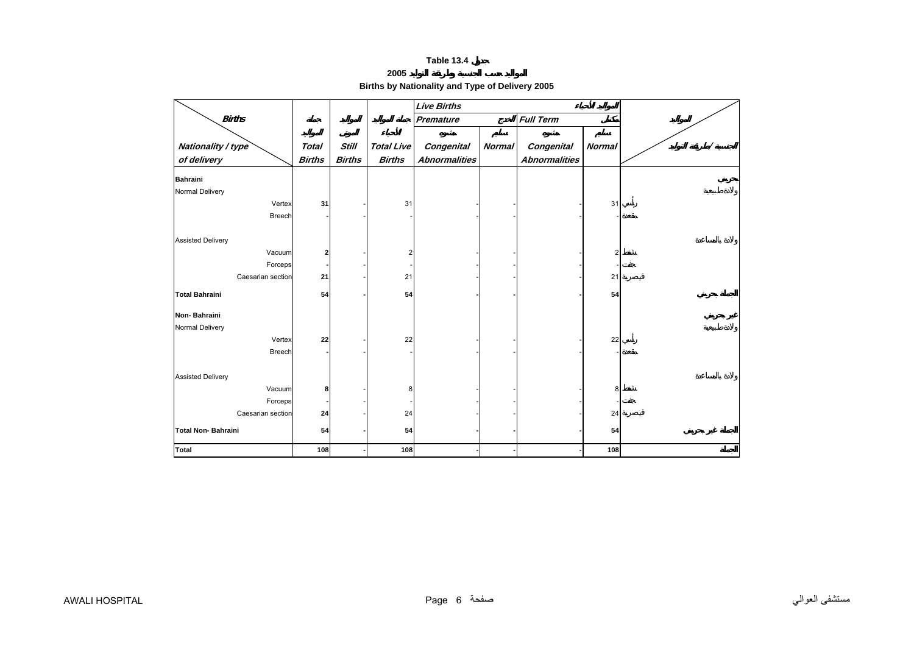# Table 13.4 جدول

## 2005 المواليد حسب الجنسية وطريقة التوليد

## Births by Nationality and Type of Delivery 2005

| Births / Nationality / type of delivery | جملة المواليد Total Births | المواليد الموتى Still Births | جملة المواليد الأحياء Total Live Births | Live Births المواليد الأحياء | | | | المواليد / الجنسية / طريقة التوليد |
|---|---|---|---|---|---|---|---|---|
| | | | | Premature الخدج | | Full Term مكتمل | | |
| | | | | مشوه Congenital Abnormalities | سليم Normal | مشوه Congenital Abnormalities | سليم Normal | |
| **Bahraini** | | | | | | | | بحريني |
| Normal Delivery | | | | | | | | ولادة طبيعية |
| Vertex | **31** | - | 31 | - | - | - | 31 | رأسي |
| Breech | **-** | - | - | - | - | - | - | مقعدة |
| Assisted Delivery | | | | | | | | ولادة بالمساعدة |
| Vacuum | **2** | - | 2 | - | - | - | 2 | شفط |
| Forceps | **-** | - | - | - | - | - | - | جفت |
| Caesarian section | **21** | - | 21 | - | - | - | 21 | قيصرية |
| **Total Bahraini** | **54** | **-** | **54** | **-** | **-** | **-** | **54** | **الجملة بحريني** |
| **Non- Bahraini** | | | | | | | | غير بحريني |
| Normal Delivery | | | | | | | | ولادة طبيعية |
| Vertex | **22** | - | 22 | - | - | - | 22 | رأسي |
| Breech | **-** | - | - | - | - | - | - | مقعدة |
| Assisted Delivery | | | | | | | | ولادة بالمساعدة |
| Vacuum | **8** | - | 8 | - | - | - | 8 | شفط |
| Forceps | **-** | - | - | - | - | - | - | جفت |
| Caesarian section | **24** | - | 24 | - | - | - | 24 | قيصرية |
| **Total Non- Bahraini** | **54** | **-** | **54** | **-** | **-** | **-** | **54** | **الجملة غير بحريني** |
| **Total** | **108** | **-** | **108** | **-** | **-** | **-** | **108** | **الجملة** |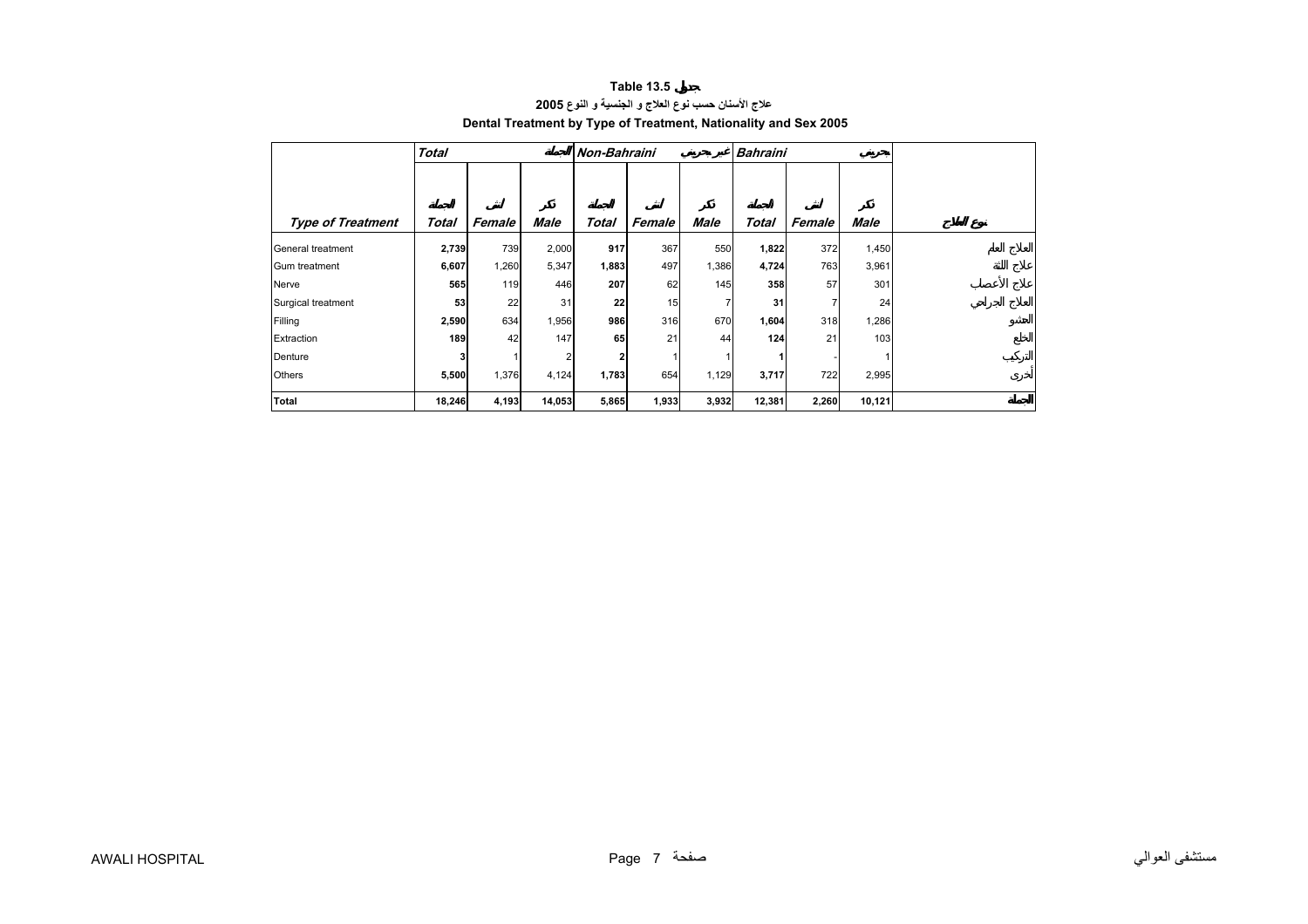**Table 13.5 جدول**

**علاج الأسنان حسب نوع العلاج و الجنسية و النوع 2005**

**Dental Treatment by Type of Treatment, Nationality and Sex 2005**

| | *Total* | | الجملة | *Non-Bahraini* | | غير بحريني | *Bahraini* | | بحريني | |
|---|---|---|---|---|---|---|---|---|---|---|
| | الجملة | أنثى | ذكر | الجملة | أنثى | ذكر | الجملة | أنثى | ذكر | |
| ***Type of Treatment*** | ***Total*** | ***Female*** | ***Male*** | ***Total*** | ***Female*** | ***Male*** | ***Total*** | ***Female*** | ***Male*** | **نوع العلاج** |
| General treatment | **2,739** | 739 | 2,000 | **917** | 367 | 550 | **1,822** | 372 | 1,450 | العلاج العام |
| Gum treatment | **6,607** | 1,260 | 5,347 | **1,883** | 497 | 1,386 | **4,724** | 763 | 3,961 | علاج اللثة |
| Nerve | **565** | 119 | 446 | **207** | 62 | 145 | **358** | 57 | 301 | علاج الأعصاب |
| Surgical treatment | **53** | 22 | 31 | **22** | 15 | 7 | **31** | 7 | 24 | العلاج الجراحي |
| Filling | **2,590** | 634 | 1,956 | **986** | 316 | 670 | **1,604** | 318 | 1,286 | الحشو |
| Extraction | **189** | 42 | 147 | **65** | 21 | 44 | **124** | 21 | 103 | الخلع |
| Denture | **3** | 1 | 2 | **2** | 1 | 1 | **1** | - | 1 | التركيب |
| Others | **5,500** | 1,376 | 4,124 | **1,783** | 654 | 1,129 | **3,717** | 722 | 2,995 | أخرى |
| **Total** | **18,246** | **4,193** | **14,053** | **5,865** | **1,933** | **3,932** | **12,381** | **2,260** | **10,121** | **الجملة** |

AWALI HOSPITAL مستشفى العوالي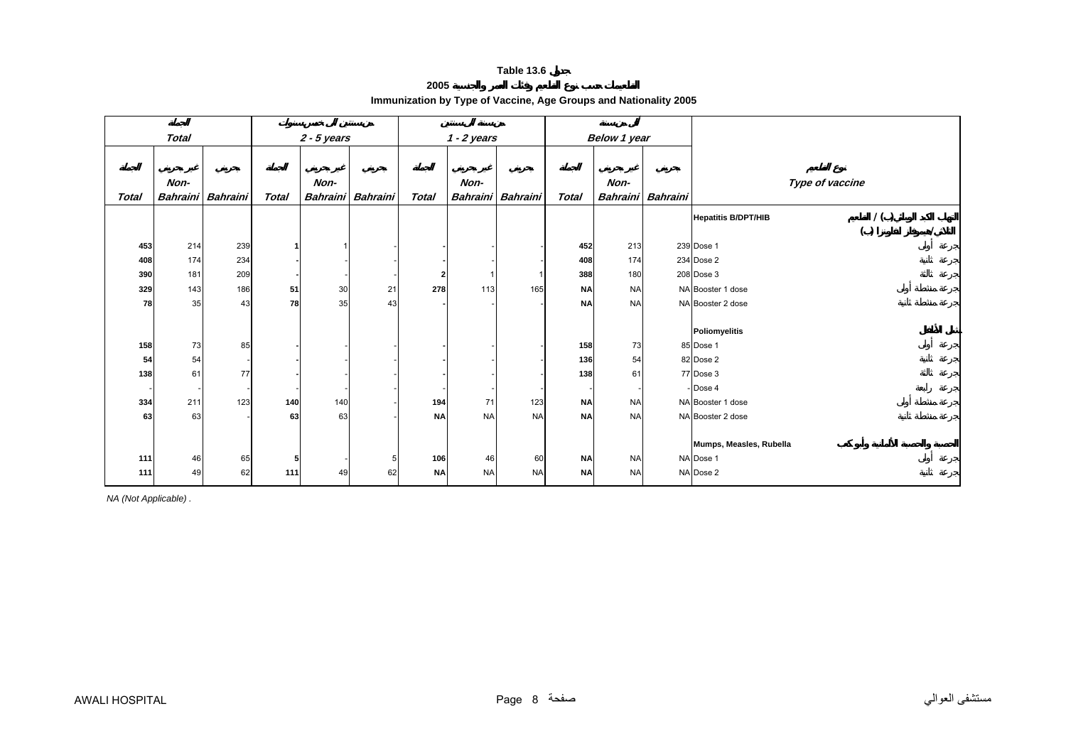# Table 13.6 جدول

## التطعيمات حسب نوع التطعيم وفئات العمر والجنسية 2005

## Immunization by Type of Vaccine, Age Groups and Nationality 2005

| الجملة Total | | | من سنتين إلى خمس سنوات 2 - 5 years | | | من سنة إلى سنتين 1 - 2 years | | | أقل من سنة Below 1 year | | | |
|---|---|---|---|---|---|---|---|---|---|---|---|---|
| الجملة Total | غير بحريني Non-Bahraini | بحريني Bahraini | الجملة Total | غير بحريني Non-Bahraini | بحريني Bahraini | الجملة Total | غير بحريني Non-Bahraini | بحريني Bahraini | الجملة Total | غير بحريني Non-Bahraini | بحريني Bahraini | نوع التطعيم Type of vaccine |
| | | | | | | | | | | | | **Hepatitis B/DPT/HIB** التهاب الكبد الوبائي (ب) / الثلاثي/هيموفلز انفلونزا (ب) |
| **453** | 214 | 239 | **1** | 1 | - | **-** | - | - | **452** | 213 | 239 | Dose 1 جرعة أولى |
| **408** | 174 | 234 | **-** | - | - | **-** | - | - | **408** | 174 | 234 | Dose 2 جرعة ثانية |
| **390** | 181 | 209 | **-** | - | - | **2** | 1 | 1 | **388** | 180 | 208 | Dose 3 جرعة ثالثة |
| **329** | 143 | 186 | **51** | 30 | 21 | **278** | 113 | 165 | **NA** | NA | NA | Booster 1 dose جرعة منشطة أولى |
| **78** | 35 | 43 | **78** | 35 | 43 | **-** | - | - | **NA** | NA | NA | Booster 2 dose جرعة منشطة ثانية |
| | | | | | | | | | | | | **Poliomyelitis** شلل الأطفال |
| **158** | 73 | 85 | **-** | - | - | **-** | - | - | **158** | 73 | 85 | Dose 1 جرعة أولى |
| **54** | 54 | - | **-** | - | - | **-** | - | - | **136** | 54 | 82 | Dose 2 جرعة ثانية |
| **138** | 61 | 77 | **-** | - | - | **-** | - | - | **138** | 61 | 77 | Dose 3 جرعة ثالثة |
| - | - | - | - | - | - | - | - | - | - | - | - | Dose 4 جرعة رابعة |
| **334** | 211 | 123 | **140** | 140 | - | **194** | 71 | 123 | **NA** | NA | NA | Booster 1 dose جرعة منشطة أولى |
| **63** | 63 | - | **63** | 63 | - | **NA** | NA | NA | **NA** | NA | NA | Booster 2 dose جرعة منشطة ثانية |
| | | | | | | | | | | | | **Mumps, Measles, Rubella** الحصبة والحصبة الألمانية وأبوكعب |
| **111** | 46 | 65 | **5** | - | 5 | **106** | 46 | 60 | **NA** | NA | NA | Dose 1 جرعة أولى |
| **111** | 49 | 62 | **111** | 49 | 62 | **NA** | NA | NA | **NA** | NA | NA | Dose 2 جرعة ثانية |

*NA (Not Applicable) .*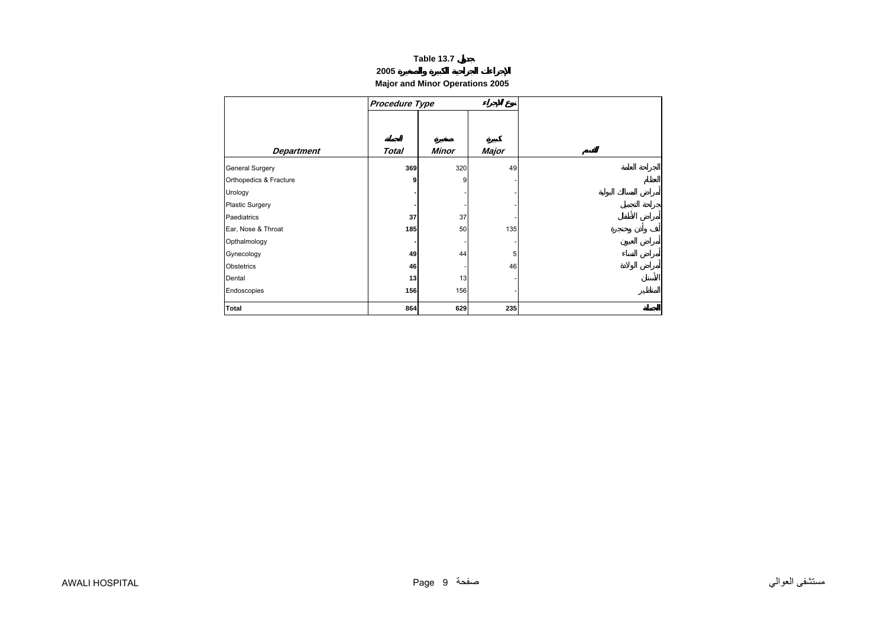**Table 13.7 جدول**

**الإجراءات الجراحية الكبيرة والصغيرة 2005**

**Major and Minor Operations 2005**

| | *Procedure Type* | | نوع الإجراء | |
|---|---|---|---|---|
| ***Department*** | الجملة ***Total*** | صغيرة ***Minor*** | كبيرة ***Major*** | القسم |
| General Surgery | **369** | 320 | 49 | الجراحة العامة |
| Orthopedics & Fracture | **9** | 9 | - | العظام |
| Urology | **-** | - | - | أمراض المسالك البولية |
| Plastic Surgery | **-** | - | - | جراحة التجميل |
| Paediatrics | **37** | 37 | - | أمراض الأطفال |
| Ear, Nose & Throat | **185** | 50 | 135 | أنف وأذن وحنجرة |
| Opthalmology | **-** | - | - | أمراض العيون |
| Gynecology | **49** | 44 | 5 | أمراض النساء |
| Obstetrics | **46** | - | 46 | أمراض الولادة |
| Dental | **13** | 13 | - | الأسنان |
| Endoscopies | **156** | 156 | - | المناظير |
| **Total** | **864** | **629** | **235** | **الجملة** |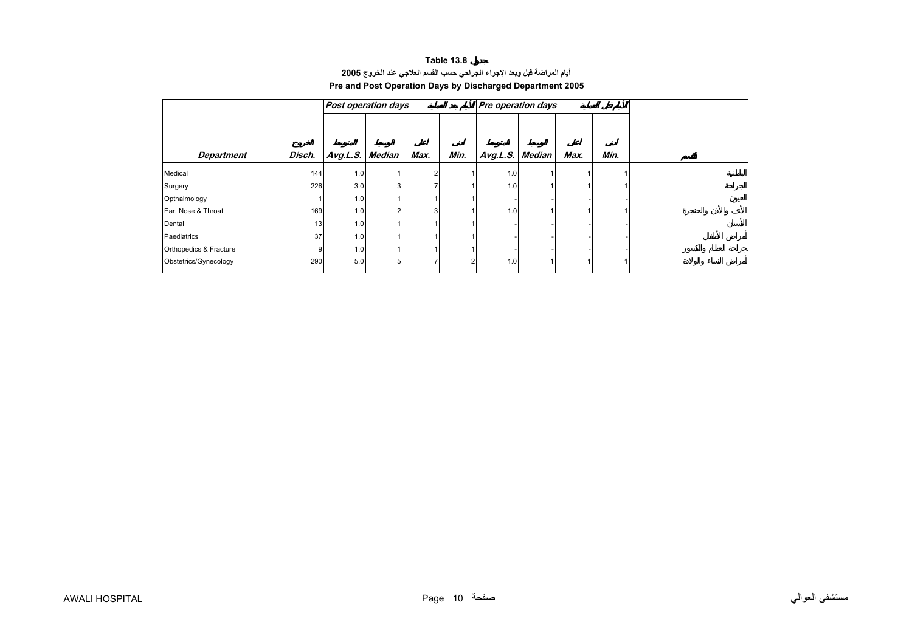# Table 13.8 جدول

## أيام المراضة قبل وبعد الإجراء الجراحي حسب القسم العلاجي عند الخروج 2005

## Pre and Post Operation Days by Discharged Department 2005

| | | Post operation days | | | الأيام بعد العملية | Pre operation days | | | الأيام قبل العملية | |
|---|---|---|---|---|---|---|---|---|---|---|
| **Department** | الخروج **Disch.** | المتوسط **Avg.L.S.** | الوسيط **Median** | أعلى **Max.** | أدنى **Min.** | المتوسط **Avg.L.S.** | الوسيط **Median** | أعلى **Max.** | أدنى **Min.** | القسم |
| Medical | 144 | 1.0 | 1 | 2 | 1 | 1.0 | 1 | 1 | 1 | الباطنية |
| Surgery | 226 | 3.0 | 3 | 7 | 1 | 1.0 | 1 | 1 | 1 | الجراحة |
| Opthalmology | 1 | 1.0 | 1 | 1 | 1 | - | - | - | - | العيون |
| Ear, Nose & Throat | 169 | 1.0 | 2 | 3 | 1 | 1.0 | 1 | 1 | 1 | الأنف والأذن والحنجرة |
| Dental | 13 | 1.0 | 1 | 1 | 1 | - | - | - | - | الأسنان |
| Paediatrics | 37 | 1.0 | 1 | 1 | 1 | - | - | - | - | أمراض الأطفال |
| Orthopedics & Fracture | 9 | 1.0 | 1 | 1 | 1 | - | - | - | - | جراحة العظام والكسور |
| Obstetrics/Gynecology | 290 | 5.0 | 5 | 7 | 2 | 1.0 | 1 | 1 | 1 | أمراض النساء والولادة |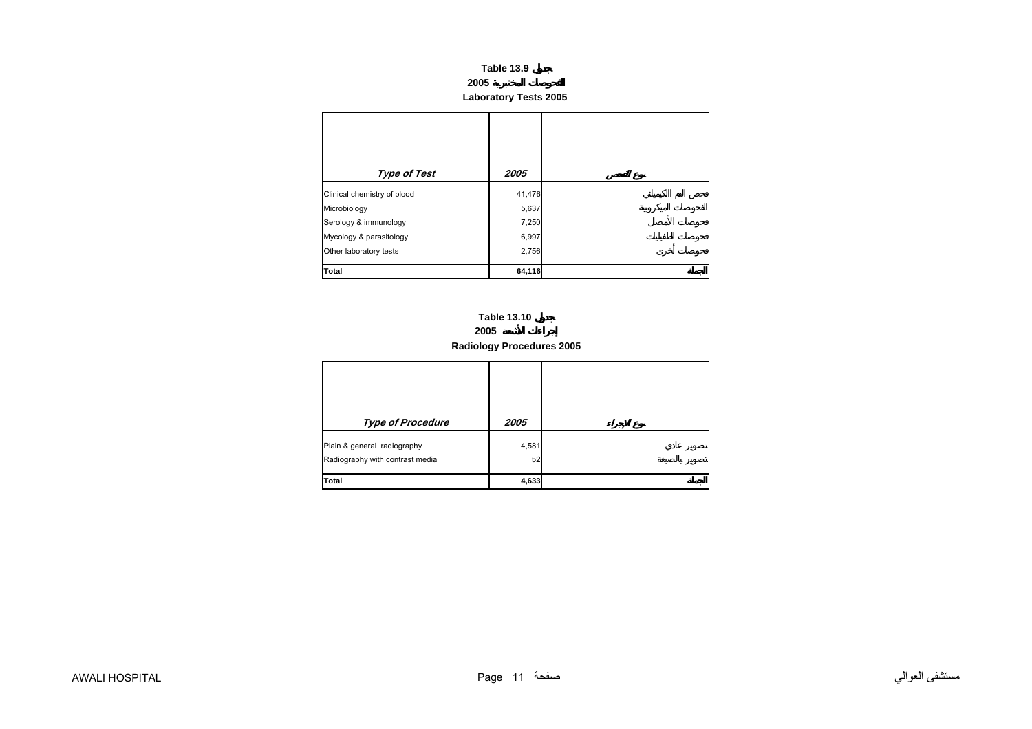## Table 13.9 جدول
## 2005 الفحوصات المختبرية
## Laboratory Tests 2005

| *Type of Test* | *2005* | نوع الفحص |
|---|---|---|
| Clinical chemistry of blood | 41,476 | فحص الدم الكيميائي |
| Microbiology | 5,637 | الفحوصات الميكروبية |
| Serology & immunology | 7,250 | فحوصات الأمصال |
| Mycology & parasitology | 6,997 | فحوصات الطفيليات |
| Other laboratory tests | 2,756 | فحوصات أخرى |
| **Total** | **64,116** | **الجملة** |

## Table 13.10 جدول
## 2005 إجراءات الأشعة
## Radiology Procedures 2005

| *Type of Procedure* | *2005* | نوع الإجراء |
|---|---|---|
| Plain & general radiography | 4,581 | تصوير عادي |
| Radiography with contrast media | 52 | تصوير بالصبغة |
| **Total** | **4,633** | **الجملة** |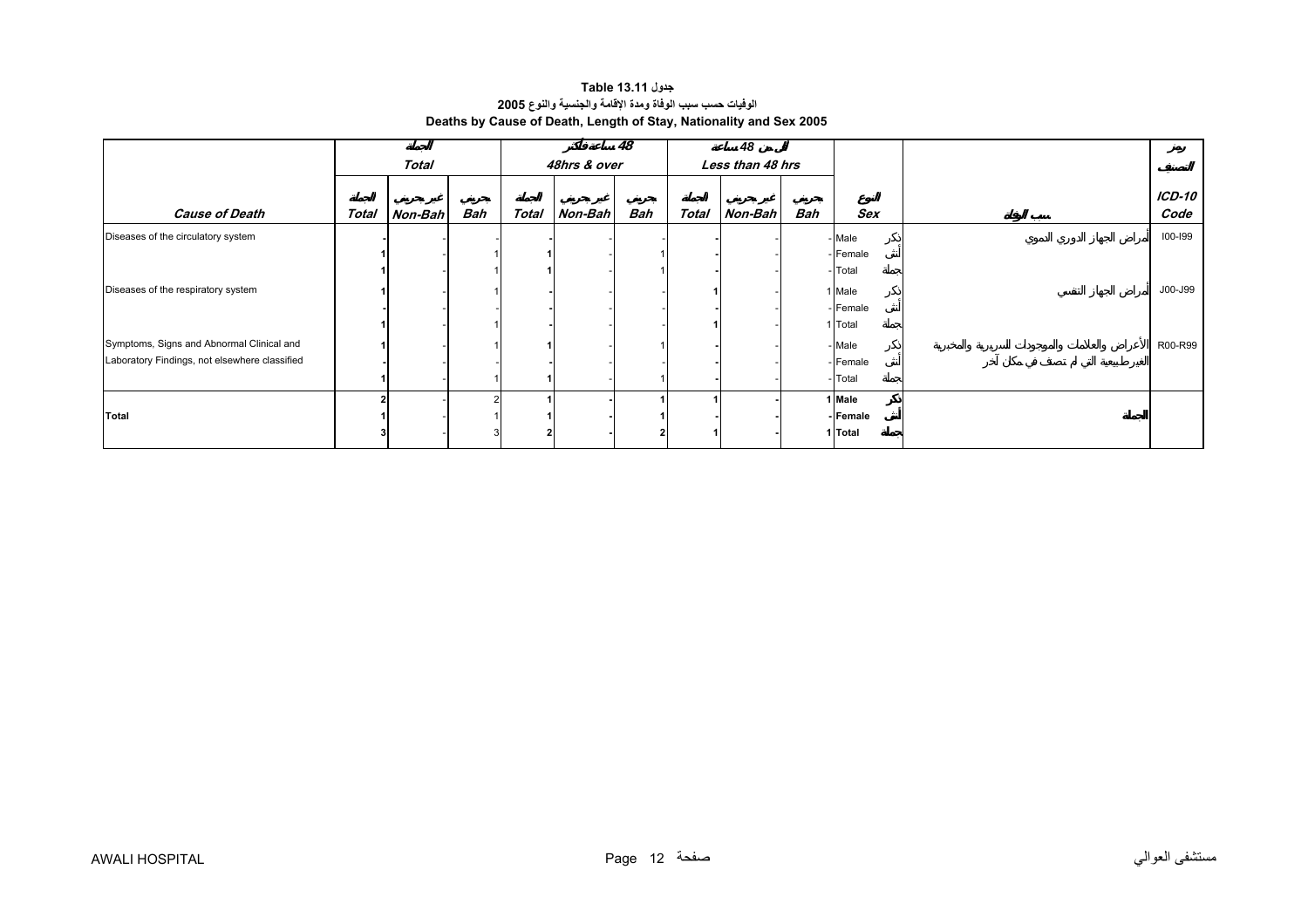**Table 13.11 جدول**

**الوفيات حسب سبب الوفاة ومدة الإقامة والجنسية والنوع 2005**

**Deaths by Cause of Death, Length of Stay, Nationality and Sex 2005**

| | الجملة Total | | | 48 ساعة فأكثر 48hrs & over | | | أقل من 48 ساعة Less than 48 hrs | | | | | | رمز التصنيف |
|---|---|---|---|---|---|---|---|---|---|---|---|---|---|
| *Cause of Death* | الجملة *Total* | غير بحريني *Non-Bah* | بحريني *Bah* | الجملة *Total* | غير بحريني *Non-Bah* | بحريني *Bah* | الجملة *Total* | غير بحريني *Non-Bah* | بحريني *Bah* | *Sex* | النوع | سبب الوفاة | *ICD-10 Code* |
| Diseases of the circulatory system | - | - | - | - | - | - | - | - | - | Male | ذكر | أمراض الجهاز الدوري الدموي | I00-I99 |
| | 1 | - | 1 | 1 | - | 1 | - | - | - | Female | أنثى | | |
| | 1 | - | 1 | 1 | - | 1 | - | - | - | Total | جملة | | |
| Diseases of the respiratory system | 1 | - | 1 | - | - | - | 1 | - | 1 | Male | ذكر | أمراض الجهاز التنفسي | J00-J99 |
| | - | - | - | - | - | - | - | - | - | Female | أنثى | | |
| | 1 | - | 1 | - | - | - | 1 | - | 1 | Total | جملة | | |
| Symptoms, Signs and Abnormal Clinical and Laboratory Findings, not elsewhere classified | 1 | - | 1 | 1 | - | 1 | - | - | - | Male | ذكر | الأعراض والعلامات والموجودات السريرية والمخبرية الغير طبيعية التي لم تصنف في مكان آخر | R00-R99 |
| | - | - | - | - | - | - | - | - | - | Female | أنثى | | |
| | 1 | - | 1 | 1 | - | 1 | - | - | - | Total | جملة | | |
| **Total** | **2** | - | 2 | **1** | **-** | **1** | **1** | **-** | **1** | **Male** | **ذكر** | **الجملة** | |
| | **1** | - | 1 | **1** | **-** | **1** | **-** | **-** | **-** | **Female** | **أنثى** | | |
| | **3** | - | 3 | **2** | **-** | **2** | **1** | **-** | **1** | **Total** | **جملة** | | |